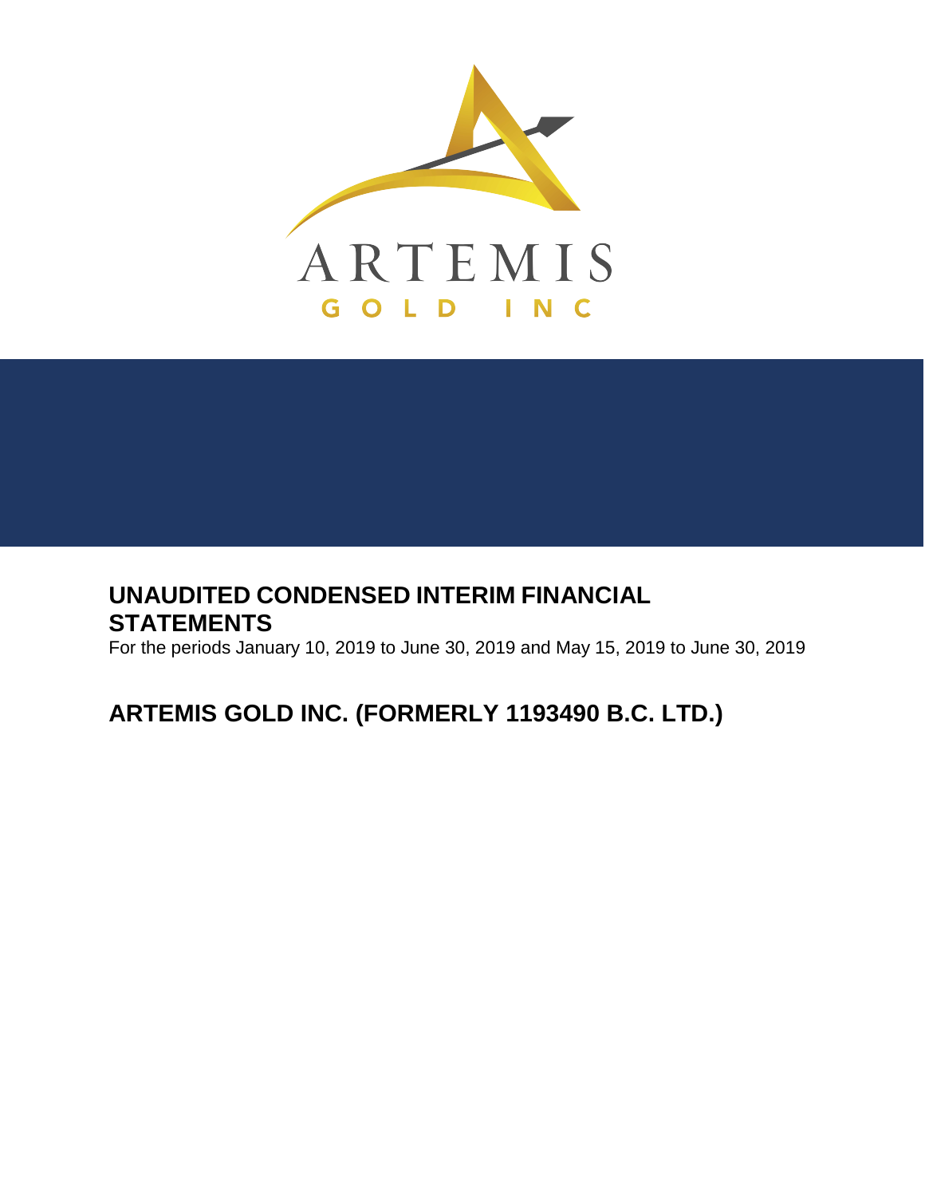ARTEMIS

GOLD INC

# UNAUDITED CONDENSED INTERIM FINANCIAL STATEMENTS

For the periods January 10, 2019 to June 30, 2019 and May 15, 2019 to June 30, 2019

## ARTEMIS GOLD INC. (FORMERLY 1193490 B.C. LTD.)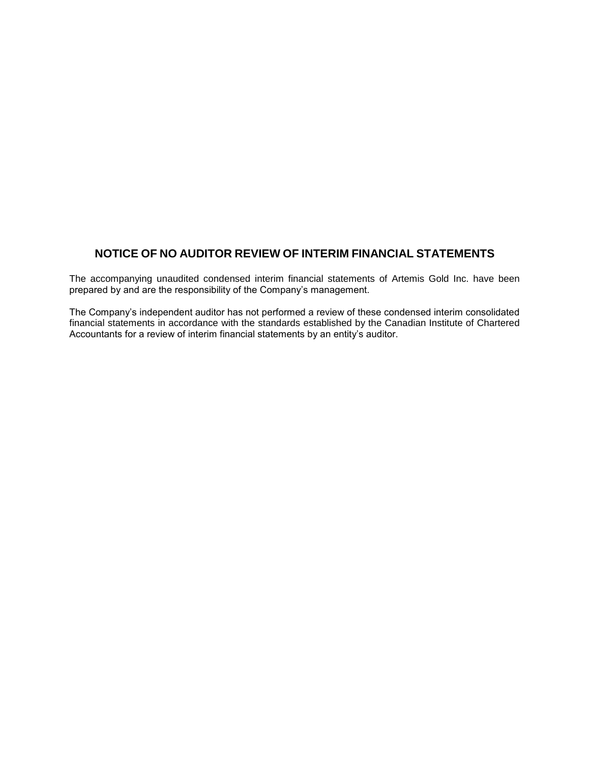# NOTICE OF NO AUDITOR REVIEW OF INTERIM FINANCIAL STATEMENTS

The accompanying unaudited condensed interim financial statements of Artemis Gold Inc. have been prepared by and are the responsibility of the Company's management.

The Company's independent auditor has not performed a review of these condensed interim consolidated financial statements in accordance with the standards established by the Canadian Institute of Chartered Accountants for a review of interim financial statements by an entity's auditor.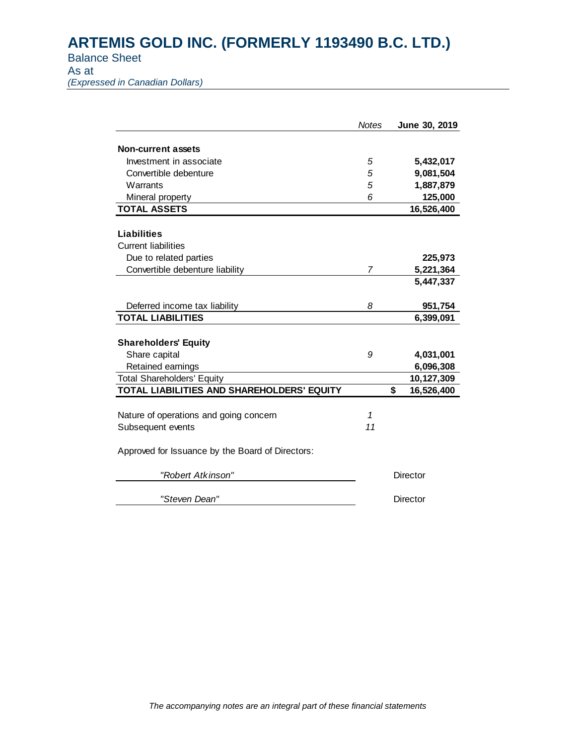# ARTEMIS GOLD INC. (FORMERLY 1193490 B.C. LTD.)

Balance Sheet
As at
*(Expressed in Canadian Dollars)*

| | *Notes* | **June 30, 2019** |
|---|---|---|
| **Non-current assets** | | |
| Investment in associate | *5* | **5,432,017** |
| Convertible debenture | *5* | **9,081,504** |
| Warrants | *5* | **1,887,879** |
| Mineral property | *6* | **125,000** |
| **TOTAL ASSETS** | | **16,526,400** |
| | | |
| **Liabilities** | | |
| Current liabilities | | |
| Due to related parties | | **225,973** |
| Convertible debenture liability | *7* | **5,221,364** |
| | | **5,447,337** |
| | | |
| Deferred income tax liability | *8* | **951,754** |
| **TOTAL LIABILITIES** | | **6,399,091** |
| | | |
| **Shareholders' Equity** | | |
| Share capital | *9* | **4,031,001** |
| Retained earnings | | **6,096,308** |
| Total Shareholders' Equity | | **10,127,309** |
| **TOTAL LIABILITIES AND SHAREHOLDERS' EQUITY** | | **$ 16,526,400** |
| | | |
| Nature of operations and going concern | *1* | |
| Subsequent events | *11* | |

Approved for Issuance by the Board of Directors:

*"Robert Atkinson"* Director

*"Steven Dean"* Director

*The accompanying notes are an integral part of these financial statements*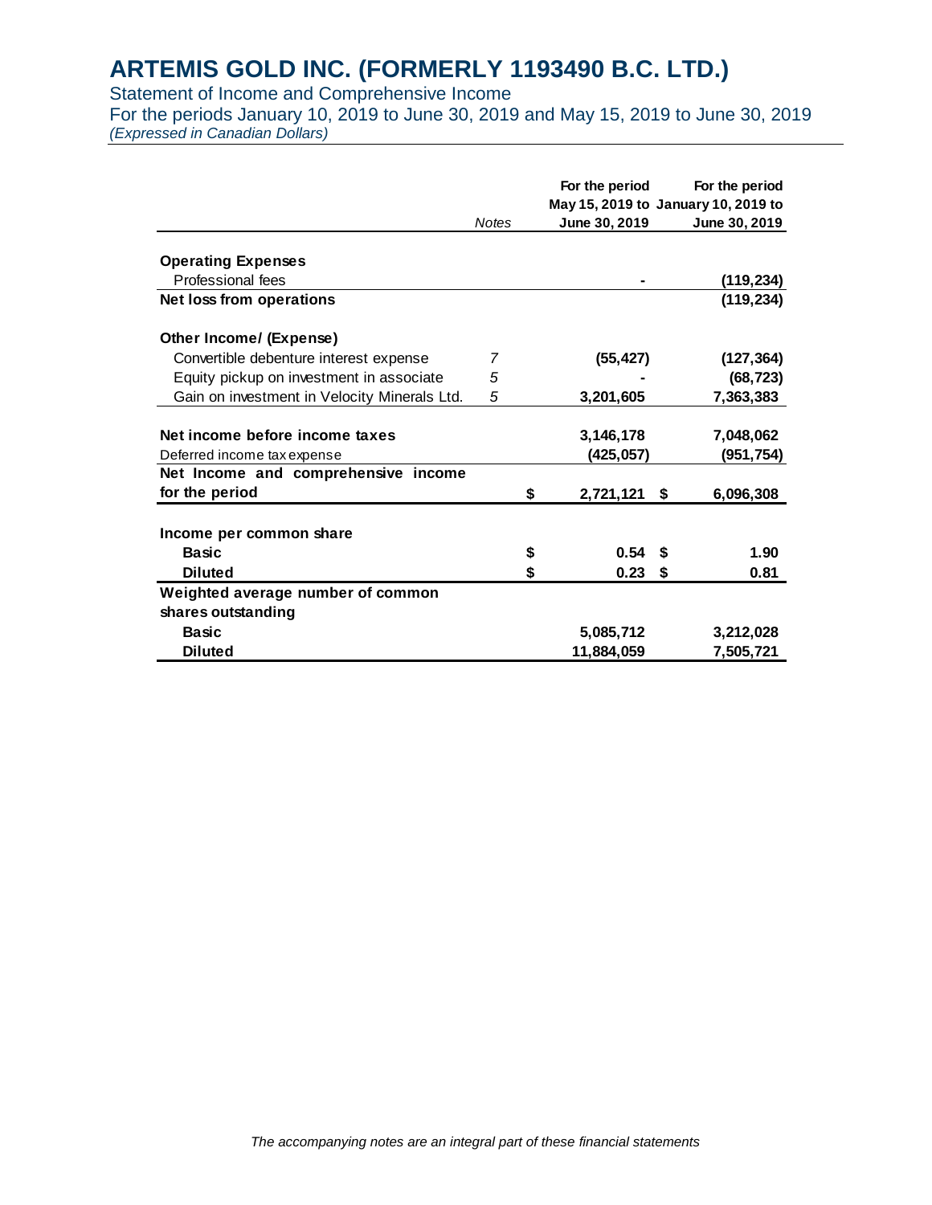# ARTEMIS GOLD INC. (FORMERLY 1193490 B.C. LTD.)

Statement of Income and Comprehensive Income

For the periods January 10, 2019 to June 30, 2019 and May 15, 2019 to June 30, 2019

*(Expressed in Canadian Dollars)*

| | *Notes* | **For the period May 15, 2019 to June 30, 2019** | **For the period January 10, 2019 to June 30, 2019** |
|---|---|---|---|
| **Operating Expenses** | | | |
| Professional fees | | - | **(119,234)** |
| **Net loss from operations** | | | **(119,234)** |
| **Other Income/ (Expense)** | | | |
| Convertible debenture interest expense | *7* | **(55,427)** | **(127,364)** |
| Equity pickup on investment in associate | *5* | - | **(68,723)** |
| Gain on investment in Velocity Minerals Ltd. | *5* | **3,201,605** | **7,363,383** |
| **Net income before income taxes** | | **3,146,178** | **7,048,062** |
| Deferred income tax expense | | **(425,057)** | **(951,754)** |
| **Net Income and comprehensive income for the period** | | **$ 2,721,121** | **$ 6,096,308** |
| **Income per common share** | | | |
| **Basic** | | **$ 0.54** | **$ 1.90** |
| **Diluted** | | **$ 0.23** | **$ 0.81** |
| **Weighted average number of common shares outstanding** | | | |
| **Basic** | | **5,085,712** | **3,212,028** |
| **Diluted** | | **11,884,059** | **7,505,721** |

*The accompanying notes are an integral part of these financial statements*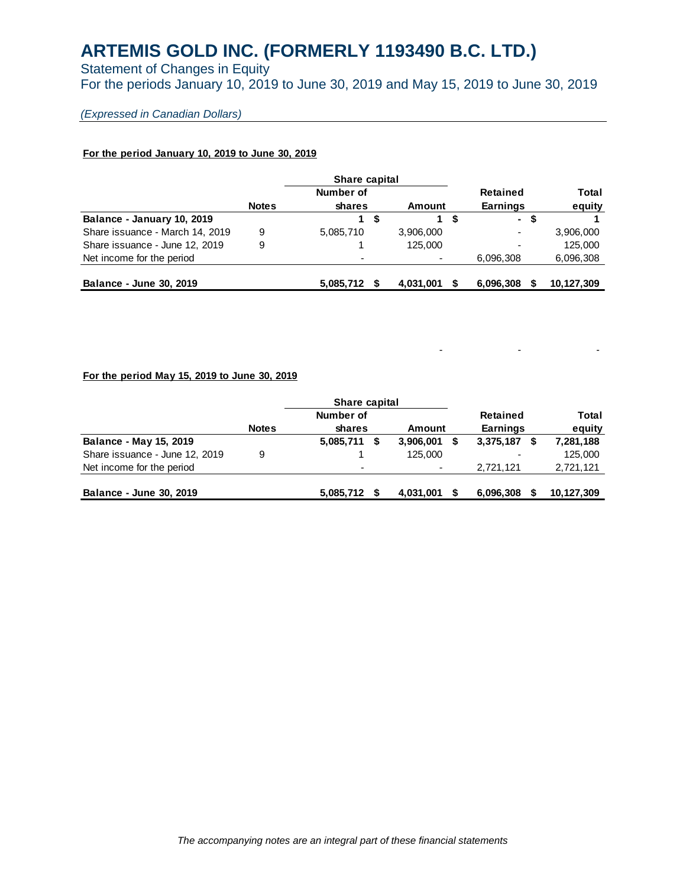# ARTEMIS GOLD INC. (FORMERLY 1193490 B.C. LTD.)

Statement of Changes in Equity

For the periods January 10, 2019 to June 30, 2019 and May 15, 2019 to June 30, 2019

*(Expressed in Canadian Dollars)*

**For the period January 10, 2019 to June 30, 2019**

| | | Share capital | | | |
|---|---|---|---|---|---|
| | **Notes** | **Number of shares** | **Amount** | **Retained Earnings** | **Total equity** |
| **Balance - January 10, 2019** | | **1** | **$ 1** | **$ -** | **$ 1** |
| Share issuance - March 14, 2019 | 9 | 5,085,710 | 3,906,000 | - | 3,906,000 |
| Share issuance - June 12, 2019 | 9 | 1 | 125,000 | - | 125,000 |
| Net income for the period | | - | - | 6,096,308 | 6,096,308 |
| **Balance - June 30, 2019** | | **5,085,712** | **$ 4,031,001** | **$ 6,096,308** | **$ 10,127,309** |

**For the period May 15, 2019 to June 30, 2019**

| | | Share capital | | | |
|---|---|---|---|---|---|
| | **Notes** | **Number of shares** | **Amount** | **Retained Earnings** | **Total equity** |
| **Balance - May 15, 2019** | | **5,085,711** | **$ 3,906,001** | **$ 3,375,187** | **$ 7,281,188** |
| Share issuance - June 12, 2019 | 9 | 1 | 125,000 | - | 125,000 |
| Net income for the period | | - | - | 2,721,121 | 2,721,121 |
| **Balance - June 30, 2019** | | **5,085,712** | **$ 4,031,001** | **$ 6,096,308** | **$ 10,127,309** |

*The accompanying notes are an integral part of these financial statements*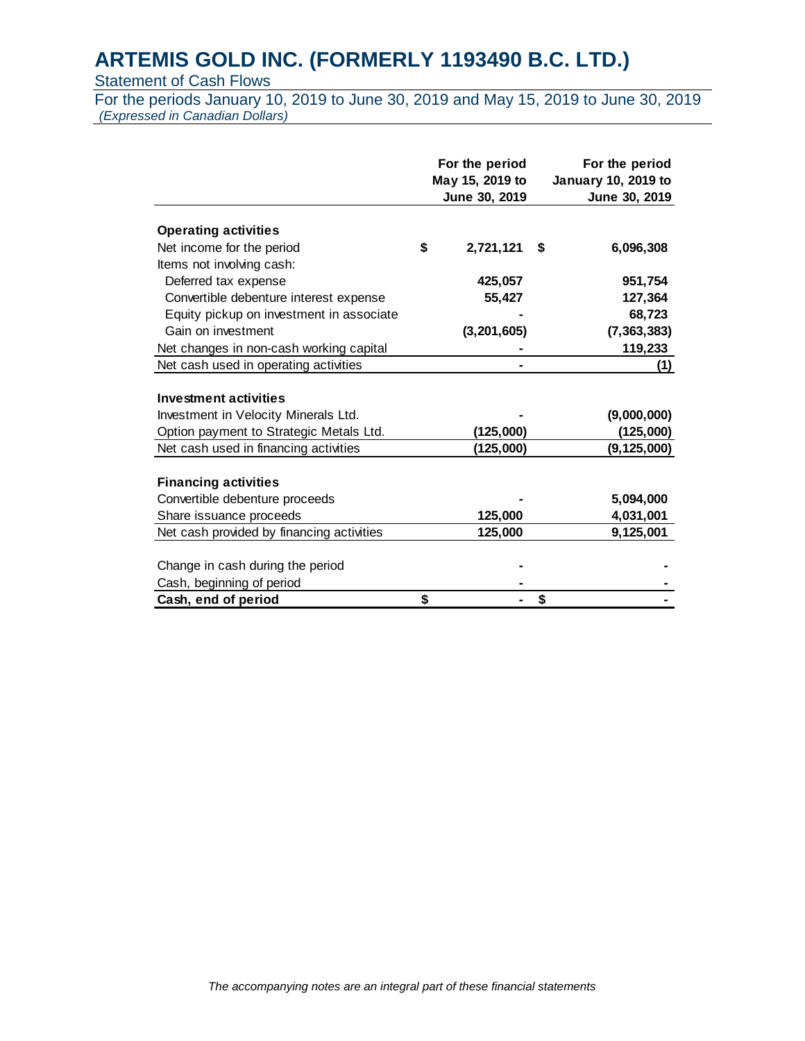# ARTEMIS GOLD INC. (FORMERLY 1193490 B.C. LTD.)

Statement of Cash Flows

For the periods January 10, 2019 to June 30, 2019 and May 15, 2019 to June 30, 2019

*(Expressed in Canadian Dollars)*

| | For the period May 15, 2019 to June 30, 2019 | For the period January 10, 2019 to June 30, 2019 |
|---|---|---|
| **Operating activities** | | |
| Net income for the period | $ 2,721,121 | $ 6,096,308 |
| Items not involving cash: | | |
| Deferred tax expense | 425,057 | 951,754 |
| Convertible debenture interest expense | 55,427 | 127,364 |
| Equity pickup on investment in associate | - | 68,723 |
| Gain on investment | (3,201,605) | (7,363,383) |
| Net changes in non-cash working capital | - | 119,233 |
| Net cash used in operating activities | - | (1) |
| **Investment activities** | | |
| Investment in Velocity Minerals Ltd. | - | (9,000,000) |
| Option payment to Strategic Metals Ltd. | (125,000) | (125,000) |
| Net cash used in financing activities | (125,000) | (9,125,000) |
| **Financing activities** | | |
| Convertible debenture proceeds | - | 5,094,000 |
| Share issuance proceeds | 125,000 | 4,031,001 |
| Net cash provided by financing activities | 125,000 | 9,125,001 |
| Change in cash during the period | - | - |
| Cash, beginning of period | - | - |
| **Cash, end of period** | $ - | $ - |

*The accompanying notes are an integral part of these financial statements*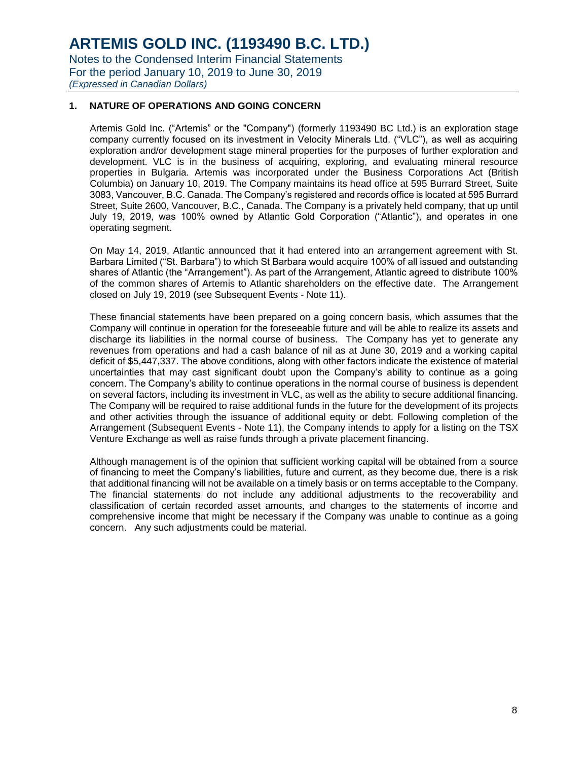## 1. NATURE OF OPERATIONS AND GOING CONCERN

Artemis Gold Inc. ("Artemis" or the "Company") (formerly 1193490 BC Ltd.) is an exploration stage company currently focused on its investment in Velocity Minerals Ltd. ("VLC"), as well as acquiring exploration and/or development stage mineral properties for the purposes of further exploration and development. VLC is in the business of acquiring, exploring, and evaluating mineral resource properties in Bulgaria. Artemis was incorporated under the Business Corporations Act (British Columbia) on January 10, 2019. The Company maintains its head office at 595 Burrard Street, Suite 3083, Vancouver, B.C. Canada. The Company's registered and records office is located at 595 Burrard Street, Suite 2600, Vancouver, B.C., Canada. The Company is a privately held company, that up until July 19, 2019, was 100% owned by Atlantic Gold Corporation ("Atlantic"), and operates in one operating segment.

On May 14, 2019, Atlantic announced that it had entered into an arrangement agreement with St. Barbara Limited ("St. Barbara") to which St Barbara would acquire 100% of all issued and outstanding shares of Atlantic (the "Arrangement"). As part of the Arrangement, Atlantic agreed to distribute 100% of the common shares of Artemis to Atlantic shareholders on the effective date. The Arrangement closed on July 19, 2019 (see Subsequent Events - Note 11).

These financial statements have been prepared on a going concern basis, which assumes that the Company will continue in operation for the foreseeable future and will be able to realize its assets and discharge its liabilities in the normal course of business. The Company has yet to generate any revenues from operations and had a cash balance of nil as at June 30, 2019 and a working capital deficit of $5,447,337. The above conditions, along with other factors indicate the existence of material uncertainties that may cast significant doubt upon the Company's ability to continue as a going concern. The Company's ability to continue operations in the normal course of business is dependent on several factors, including its investment in VLC, as well as the ability to secure additional financing. The Company will be required to raise additional funds in the future for the development of its projects and other activities through the issuance of additional equity or debt. Following completion of the Arrangement (Subsequent Events - Note 11), the Company intends to apply for a listing on the TSX Venture Exchange as well as raise funds through a private placement financing.

Although management is of the opinion that sufficient working capital will be obtained from a source of financing to meet the Company's liabilities, future and current, as they become due, there is a risk that additional financing will not be available on a timely basis or on terms acceptable to the Company. The financial statements do not include any additional adjustments to the recoverability and classification of certain recorded asset amounts, and changes to the statements of income and comprehensive income that might be necessary if the Company was unable to continue as a going concern. Any such adjustments could be material.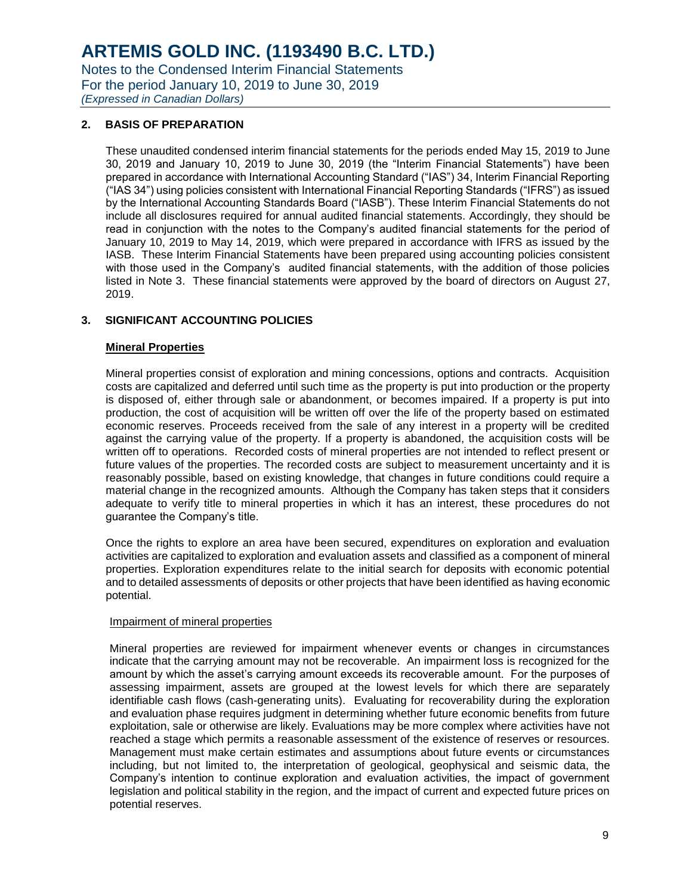## 2. BASIS OF PREPARATION

These unaudited condensed interim financial statements for the periods ended May 15, 2019 to June 30, 2019 and January 10, 2019 to June 30, 2019 (the "Interim Financial Statements") have been prepared in accordance with International Accounting Standard ("IAS") 34, Interim Financial Reporting ("IAS 34") using policies consistent with International Financial Reporting Standards ("IFRS") as issued by the International Accounting Standards Board ("IASB"). These Interim Financial Statements do not include all disclosures required for annual audited financial statements. Accordingly, they should be read in conjunction with the notes to the Company's audited financial statements for the period of January 10, 2019 to May 14, 2019, which were prepared in accordance with IFRS as issued by the IASB. These Interim Financial Statements have been prepared using accounting policies consistent with those used in the Company's audited financial statements, with the addition of those policies listed in Note 3. These financial statements were approved by the board of directors on August 27, 2019.

## 3. SIGNIFICANT ACCOUNTING POLICIES

### Mineral Properties

Mineral properties consist of exploration and mining concessions, options and contracts. Acquisition costs are capitalized and deferred until such time as the property is put into production or the property is disposed of, either through sale or abandonment, or becomes impaired. If a property is put into production, the cost of acquisition will be written off over the life of the property based on estimated economic reserves. Proceeds received from the sale of any interest in a property will be credited against the carrying value of the property. If a property is abandoned, the acquisition costs will be written off to operations. Recorded costs of mineral properties are not intended to reflect present or future values of the properties. The recorded costs are subject to measurement uncertainty and it is reasonably possible, based on existing knowledge, that changes in future conditions could require a material change in the recognized amounts. Although the Company has taken steps that it considers adequate to verify title to mineral properties in which it has an interest, these procedures do not guarantee the Company's title.

Once the rights to explore an area have been secured, expenditures on exploration and evaluation activities are capitalized to exploration and evaluation assets and classified as a component of mineral properties. Exploration expenditures relate to the initial search for deposits with economic potential and to detailed assessments of deposits or other projects that have been identified as having economic potential.

#### Impairment of mineral properties

Mineral properties are reviewed for impairment whenever events or changes in circumstances indicate that the carrying amount may not be recoverable. An impairment loss is recognized for the amount by which the asset's carrying amount exceeds its recoverable amount. For the purposes of assessing impairment, assets are grouped at the lowest levels for which there are separately identifiable cash flows (cash-generating units). Evaluating for recoverability during the exploration and evaluation phase requires judgment in determining whether future economic benefits from future exploitation, sale or otherwise are likely. Evaluations may be more complex where activities have not reached a stage which permits a reasonable assessment of the existence of reserves or resources. Management must make certain estimates and assumptions about future events or circumstances including, but not limited to, the interpretation of geological, geophysical and seismic data, the Company's intention to continue exploration and evaluation activities, the impact of government legislation and political stability in the region, and the impact of current and expected future prices on potential reserves.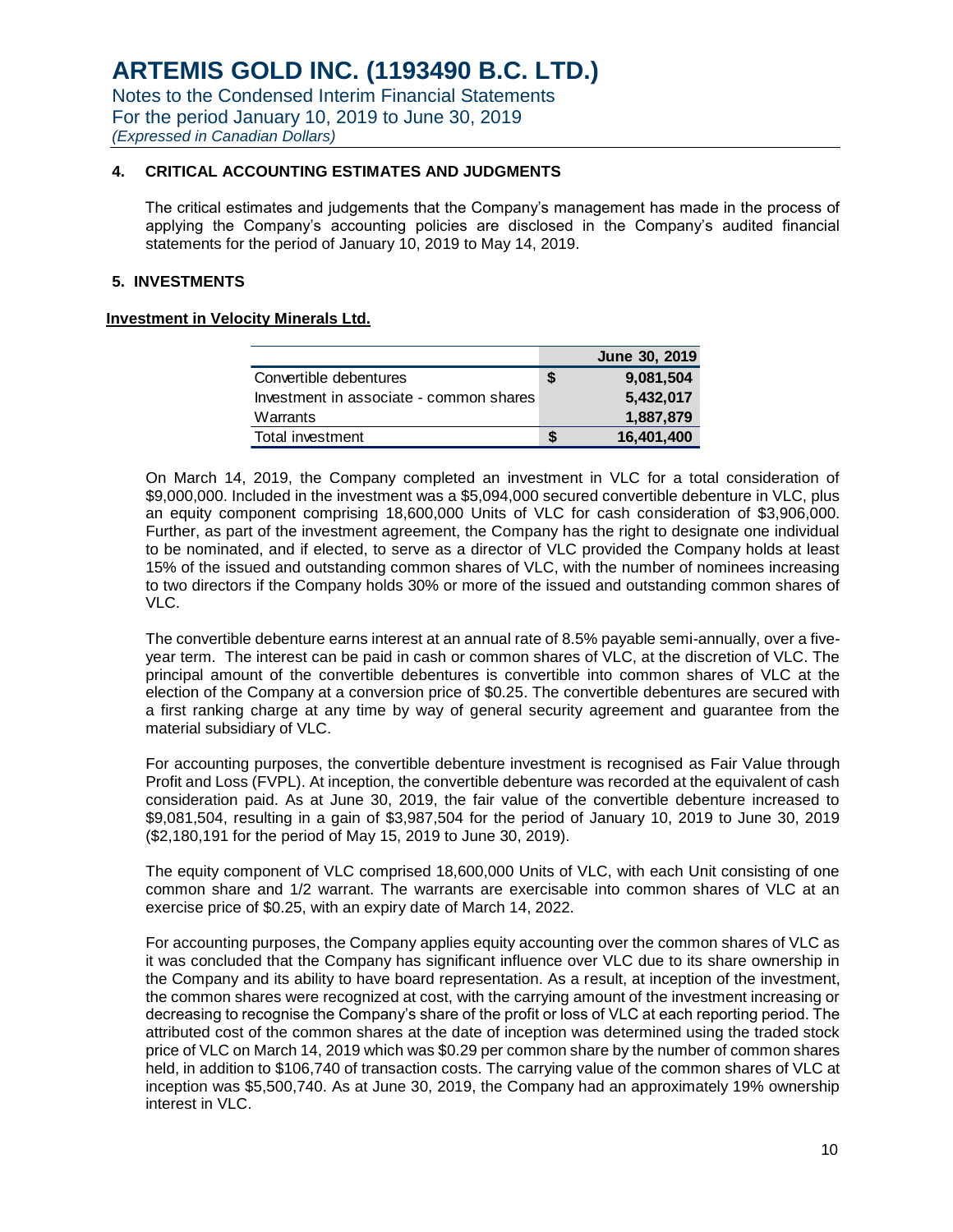## 4. CRITICAL ACCOUNTING ESTIMATES AND JUDGMENTS

The critical estimates and judgements that the Company's management has made in the process of applying the Company's accounting policies are disclosed in the Company's audited financial statements for the period of January 10, 2019 to May 14, 2019.

## 5. INVESTMENTS

**Investment in Velocity Minerals Ltd.**

| | | June 30, 2019 |
|---|---|---|
| Convertible debentures | $ | 9,081,504 |
| Investment in associate - common shares | | 5,432,017 |
| Warrants | | 1,887,879 |
| Total investment | $ | 16,401,400 |

On March 14, 2019, the Company completed an investment in VLC for a total consideration of $9,000,000. Included in the investment was a $5,094,000 secured convertible debenture in VLC, plus an equity component comprising 18,600,000 Units of VLC for cash consideration of $3,906,000. Further, as part of the investment agreement, the Company has the right to designate one individual to be nominated, and if elected, to serve as a director of VLC provided the Company holds at least 15% of the issued and outstanding common shares of VLC, with the number of nominees increasing to two directors if the Company holds 30% or more of the issued and outstanding common shares of VLC.

The convertible debenture earns interest at an annual rate of 8.5% payable semi-annually, over a five-year term. The interest can be paid in cash or common shares of VLC, at the discretion of VLC. The principal amount of the convertible debentures is convertible into common shares of VLC at the election of the Company at a conversion price of $0.25. The convertible debentures are secured with a first ranking charge at any time by way of general security agreement and guarantee from the material subsidiary of VLC.

For accounting purposes, the convertible debenture investment is recognised as Fair Value through Profit and Loss (FVPL). At inception, the convertible debenture was recorded at the equivalent of cash consideration paid. As at June 30, 2019, the fair value of the convertible debenture increased to $9,081,504, resulting in a gain of $3,987,504 for the period of January 10, 2019 to June 30, 2019 ($2,180,191 for the period of May 15, 2019 to June 30, 2019).

The equity component of VLC comprised 18,600,000 Units of VLC, with each Unit consisting of one common share and 1/2 warrant. The warrants are exercisable into common shares of VLC at an exercise price of $0.25, with an expiry date of March 14, 2022.

For accounting purposes, the Company applies equity accounting over the common shares of VLC as it was concluded that the Company has significant influence over VLC due to its share ownership in the Company and its ability to have board representation. As a result, at inception of the investment, the common shares were recognized at cost, with the carrying amount of the investment increasing or decreasing to recognise the Company's share of the profit or loss of VLC at each reporting period. The attributed cost of the common shares at the date of inception was determined using the traded stock price of VLC on March 14, 2019 which was $0.29 per common share by the number of common shares held, in addition to $106,740 of transaction costs. The carrying value of the common shares of VLC at inception was $5,500,740. As at June 30, 2019, the Company had an approximately 19% ownership interest in VLC.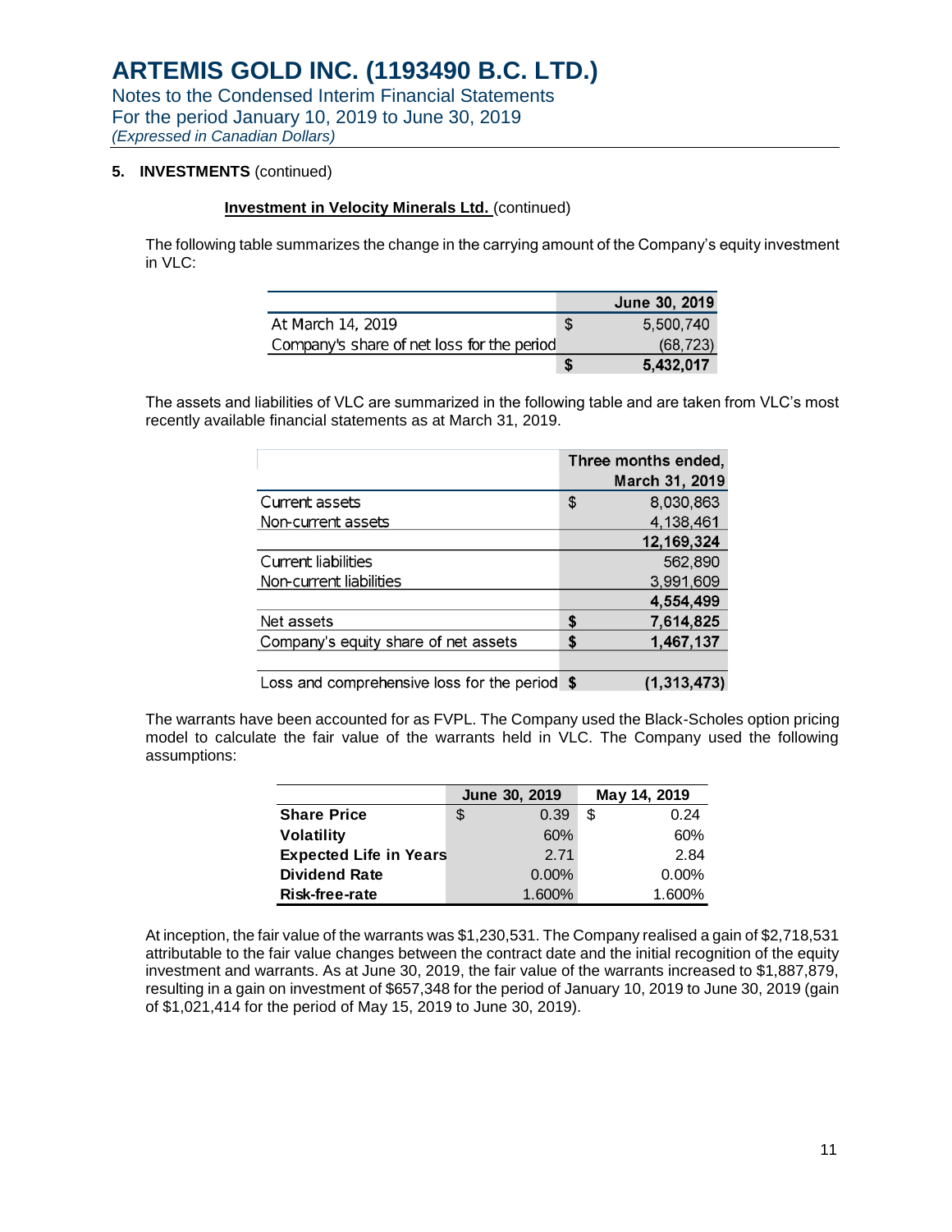### 5. INVESTMENTS (continued)

**Investment in Velocity Minerals Ltd.** (continued)

The following table summarizes the change in the carrying amount of the Company's equity investment in VLC:

| | | June 30, 2019 |
|---|---|---|
| At March 14, 2019 | $ | 5,500,740 |
| Company's share of net loss for the period | | (68,723) |
| | **$** | **5,432,017** |

The assets and liabilities of VLC are summarized in the following table and are taken from VLC's most recently available financial statements as at March 31, 2019.

| | | Three months ended, March 31, 2019 |
|---|---|---|
| Current assets | $ | 8,030,863 |
| Non-current assets | | 4,138,461 |
| | | **12,169,324** |
| Current liabilities | | 562,890 |
| Non-current liabilities | | 3,991,609 |
| | | **4,554,499** |
| Net assets | **$** | **7,614,825** |
| Company's equity share of net assets | **$** | **1,467,137** |
| | | |
| Loss and comprehensive loss for the period | **$** | **(1,313,473)** |

The warrants have been accounted for as FVPL. The Company used the Black-Scholes option pricing model to calculate the fair value of the warrants held in VLC. The Company used the following assumptions:

| | June 30, 2019 | May 14, 2019 |
|---|---|---|
| **Share Price** | $ 0.39 | $ 0.24 |
| **Volatility** | 60% | 60% |
| **Expected Life in Years** | 2.71 | 2.84 |
| **Dividend Rate** | 0.00% | 0.00% |
| **Risk-free-rate** | 1.600% | 1.600% |

At inception, the fair value of the warrants was $1,230,531. The Company realised a gain of $2,718,531 attributable to the fair value changes between the contract date and the initial recognition of the equity investment and warrants. As at June 30, 2019, the fair value of the warrants increased to $1,887,879, resulting in a gain on investment of $657,348 for the period of January 10, 2019 to June 30, 2019 (gain of $1,021,414 for the period of May 15, 2019 to June 30, 2019).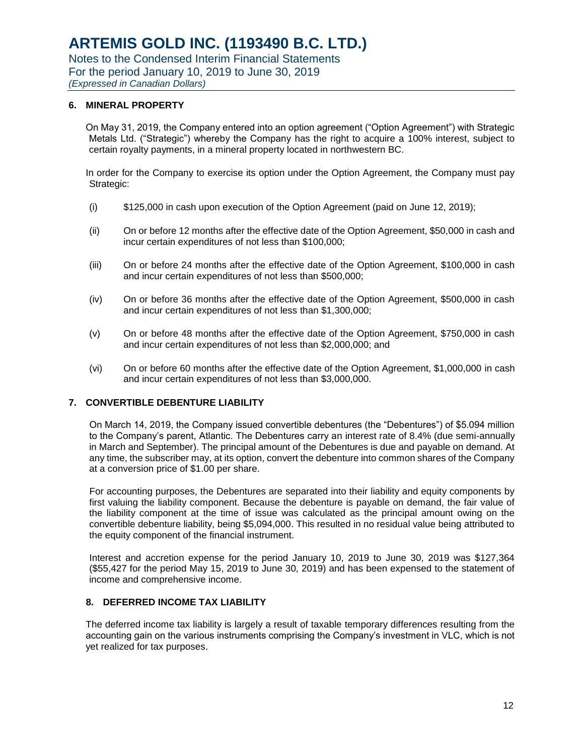## 6. MINERAL PROPERTY

On May 31, 2019, the Company entered into an option agreement ("Option Agreement") with Strategic Metals Ltd. ("Strategic") whereby the Company has the right to acquire a 100% interest, subject to certain royalty payments, in a mineral property located in northwestern BC.

In order for the Company to exercise its option under the Option Agreement, the Company must pay Strategic:

(i) $125,000 in cash upon execution of the Option Agreement (paid on June 12, 2019);

(ii) On or before 12 months after the effective date of the Option Agreement, $50,000 in cash and incur certain expenditures of not less than $100,000;

(iii) On or before 24 months after the effective date of the Option Agreement, $100,000 in cash and incur certain expenditures of not less than $500,000;

(iv) On or before 36 months after the effective date of the Option Agreement, $500,000 in cash and incur certain expenditures of not less than $1,300,000;

(v) On or before 48 months after the effective date of the Option Agreement, $750,000 in cash and incur certain expenditures of not less than $2,000,000; and

(vi) On or before 60 months after the effective date of the Option Agreement, $1,000,000 in cash and incur certain expenditures of not less than $3,000,000.

## 7. CONVERTIBLE DEBENTURE LIABILITY

On March 14, 2019, the Company issued convertible debentures (the "Debentures") of $5.094 million to the Company's parent, Atlantic. The Debentures carry an interest rate of 8.4% (due semi-annually in March and September). The principal amount of the Debentures is due and payable on demand. At any time, the subscriber may, at its option, convert the debenture into common shares of the Company at a conversion price of $1.00 per share.

For accounting purposes, the Debentures are separated into their liability and equity components by first valuing the liability component. Because the debenture is payable on demand, the fair value of the liability component at the time of issue was calculated as the principal amount owing on the convertible debenture liability, being $5,094,000. This resulted in no residual value being attributed to the equity component of the financial instrument.

Interest and accretion expense for the period January 10, 2019 to June 30, 2019 was $127,364 ($55,427 for the period May 15, 2019 to June 30, 2019) and has been expensed to the statement of income and comprehensive income.

## 8. DEFERRED INCOME TAX LIABILITY

The deferred income tax liability is largely a result of taxable temporary differences resulting from the accounting gain on the various instruments comprising the Company's investment in VLC, which is not yet realized for tax purposes.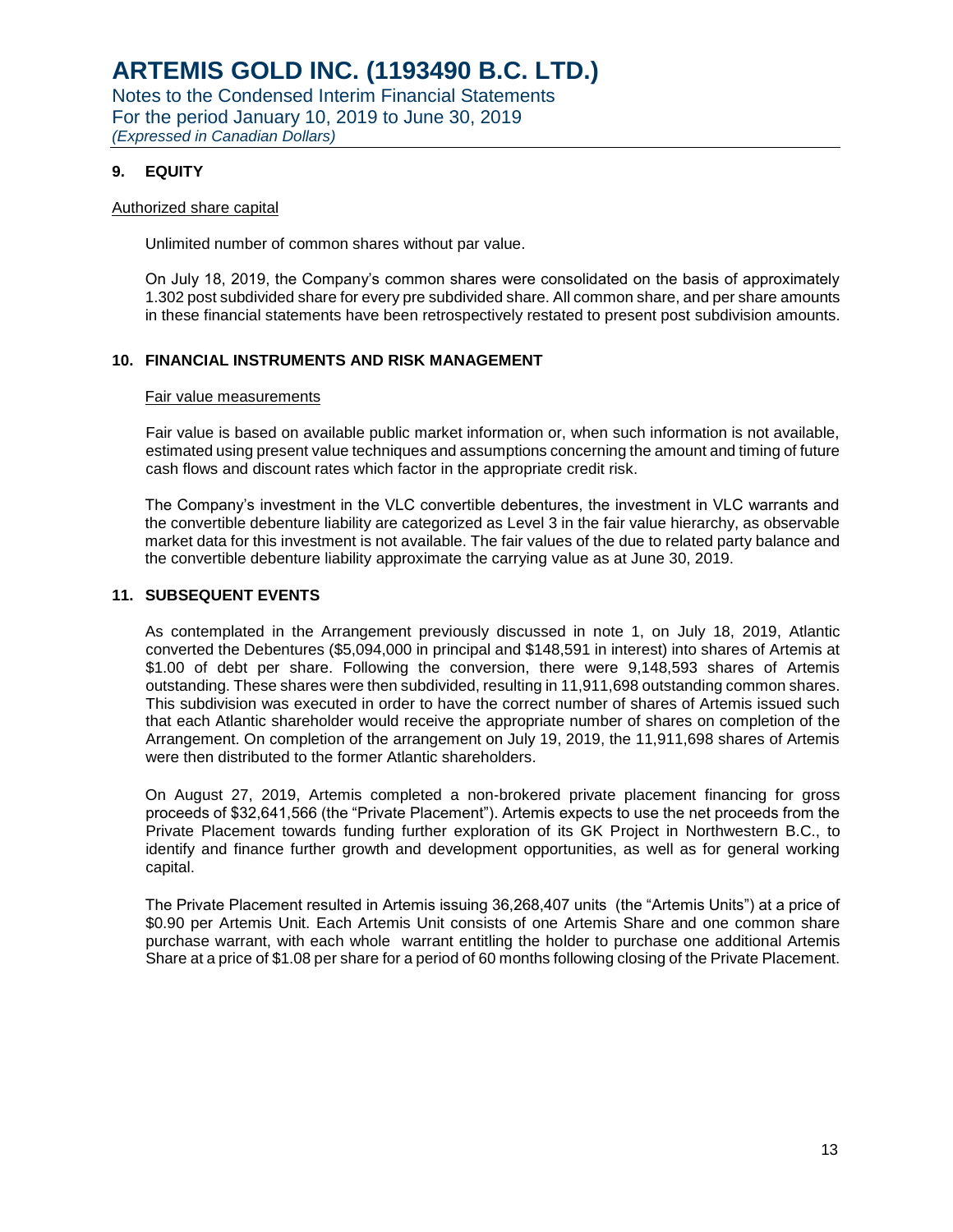## 9. EQUITY

Authorized share capital

Unlimited number of common shares without par value.

On July 18, 2019, the Company's common shares were consolidated on the basis of approximately 1.302 post subdivided share for every pre subdivided share. All common share, and per share amounts in these financial statements have been retrospectively restated to present post subdivision amounts.

## 10. FINANCIAL INSTRUMENTS AND RISK MANAGEMENT

Fair value measurements

Fair value is based on available public market information or, when such information is not available, estimated using present value techniques and assumptions concerning the amount and timing of future cash flows and discount rates which factor in the appropriate credit risk.

The Company's investment in the VLC convertible debentures, the investment in VLC warrants and the convertible debenture liability are categorized as Level 3 in the fair value hierarchy, as observable market data for this investment is not available. The fair values of the due to related party balance and the convertible debenture liability approximate the carrying value as at June 30, 2019.

## 11. SUBSEQUENT EVENTS

As contemplated in the Arrangement previously discussed in note 1, on July 18, 2019, Atlantic converted the Debentures ($5,094,000 in principal and $148,591 in interest) into shares of Artemis at $1.00 of debt per share. Following the conversion, there were 9,148,593 shares of Artemis outstanding. These shares were then subdivided, resulting in 11,911,698 outstanding common shares. This subdivision was executed in order to have the correct number of shares of Artemis issued such that each Atlantic shareholder would receive the appropriate number of shares on completion of the Arrangement. On completion of the arrangement on July 19, 2019, the 11,911,698 shares of Artemis were then distributed to the former Atlantic shareholders.

On August 27, 2019, Artemis completed a non-brokered private placement financing for gross proceeds of $32,641,566 (the "Private Placement"). Artemis expects to use the net proceeds from the Private Placement towards funding further exploration of its GK Project in Northwestern B.C., to identify and finance further growth and development opportunities, as well as for general working capital.

The Private Placement resulted in Artemis issuing 36,268,407 units (the "Artemis Units") at a price of $0.90 per Artemis Unit. Each Artemis Unit consists of one Artemis Share and one common share purchase warrant, with each whole warrant entitling the holder to purchase one additional Artemis Share at a price of $1.08 per share for a period of 60 months following closing of the Private Placement.